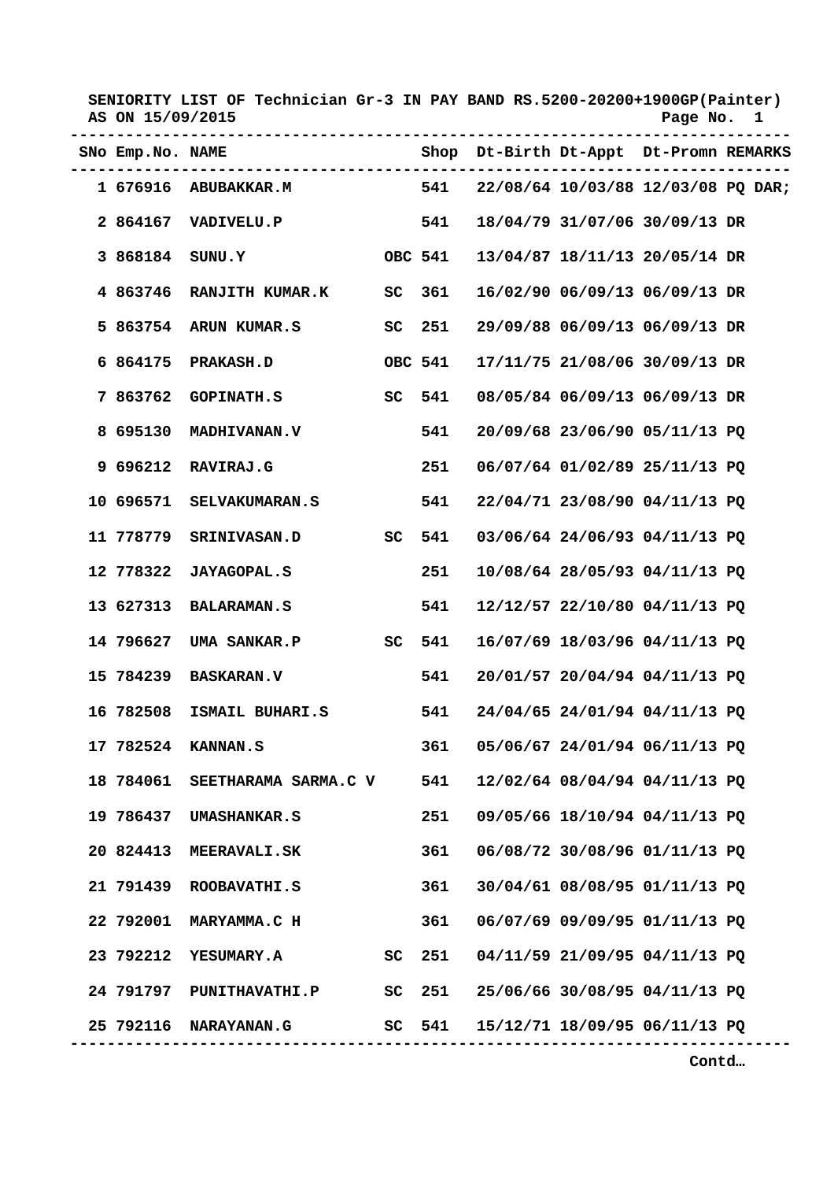**SENIORITY LIST OF Technician Gr-3 IN PAY BAND RS.5200-20200+1900GP(Painter)**
**AS ON 15/09/2015**

| SNo | Emp.No. | NAME | | Shop | Dt-Birth | Dt-Appt | Dt-Promn | REMARKS |
|---|---|---|---|---|---|---|---|---|
| 1 | 676916 | ABUBAKKAR.M | | 541 | 22/08/64 | 10/03/88 | 12/03/08 | PQ DAR; |
| 2 | 864167 | VADIVELU.P | | 541 | 18/04/79 | 31/07/06 | 30/09/13 | DR |
| 3 | 868184 | SUNU.Y | OBC | 541 | 13/04/87 | 18/11/13 | 20/05/14 | DR |
| 4 | 863746 | RANJITH KUMAR.K | SC | 361 | 16/02/90 | 06/09/13 | 06/09/13 | DR |
| 5 | 863754 | ARUN KUMAR.S | SC | 251 | 29/09/88 | 06/09/13 | 06/09/13 | DR |
| 6 | 864175 | PRAKASH.D | OBC | 541 | 17/11/75 | 21/08/06 | 30/09/13 | DR |
| 7 | 863762 | GOPINATH.S | SC | 541 | 08/05/84 | 06/09/13 | 06/09/13 | DR |
| 8 | 695130 | MADHIVANAN.V | | 541 | 20/09/68 | 23/06/90 | 05/11/13 | PQ |
| 9 | 696212 | RAVIRAJ.G | | 251 | 06/07/64 | 01/02/89 | 25/11/13 | PQ |
| 10 | 696571 | SELVAKUMARAN.S | | 541 | 22/04/71 | 23/08/90 | 04/11/13 | PQ |
| 11 | 778779 | SRINIVASAN.D | SC | 541 | 03/06/64 | 24/06/93 | 04/11/13 | PQ |
| 12 | 778322 | JAYAGOPAL.S | | 251 | 10/08/64 | 28/05/93 | 04/11/13 | PQ |
| 13 | 627313 | BALARAMAN.S | | 541 | 12/12/57 | 22/10/80 | 04/11/13 | PQ |
| 14 | 796627 | UMA SANKAR.P | SC | 541 | 16/07/69 | 18/03/96 | 04/11/13 | PQ |
| 15 | 784239 | BASKARAN.V | | 541 | 20/01/57 | 20/04/94 | 04/11/13 | PQ |
| 16 | 782508 | ISMAIL BUHARI.S | | 541 | 24/04/65 | 24/01/94 | 04/11/13 | PQ |
| 17 | 782524 | KANNAN.S | | 361 | 05/06/67 | 24/01/94 | 06/11/13 | PQ |
| 18 | 784061 | SEETHARAMA SARMA.C V | | 541 | 12/02/64 | 08/04/94 | 04/11/13 | PQ |
| 19 | 786437 | UMASHANKAR.S | | 251 | 09/05/66 | 18/10/94 | 04/11/13 | PQ |
| 20 | 824413 | MEERAVALI.SK | | 361 | 06/08/72 | 30/08/96 | 01/11/13 | PQ |
| 21 | 791439 | ROOBAVATHI.S | | 361 | 30/04/61 | 08/08/95 | 01/11/13 | PQ |
| 22 | 792001 | MARYAMMA.C H | | 361 | 06/07/69 | 09/09/95 | 01/11/13 | PQ |
| 23 | 792212 | YESUMARY.A | SC | 251 | 04/11/59 | 21/09/95 | 04/11/13 | PQ |
| 24 | 791797 | PUNITHAVATHI.P | SC | 251 | 25/06/66 | 30/08/95 | 04/11/13 | PQ |
| 25 | 792116 | NARAYANAN.G | SC | 541 | 15/12/71 | 18/09/95 | 06/11/13 | PQ |

Contd…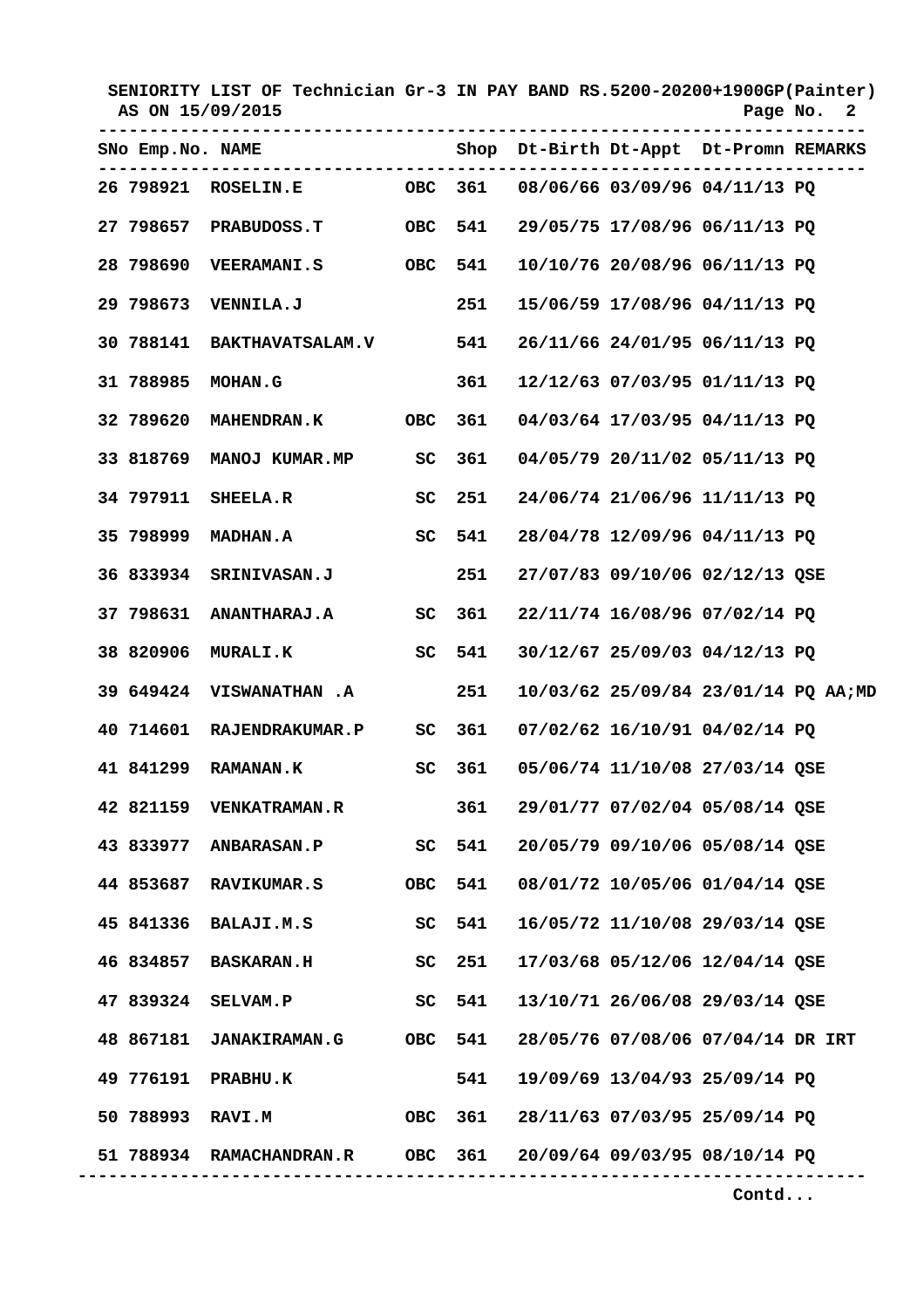SENIORITY LIST OF Technician Gr-3 IN PAY BAND RS.5200-20200+1900GP(Painter)
AS ON 15/09/2015

| SNo | Emp.No. | NAME | | Shop | Dt-Birth | Dt-Appt | Dt-Promn | REMARKS |
|---|---|---|---|---|---|---|---|---|
| 26 | 798921 | ROSELIN.E | OBC | 361 | 08/06/66 | 03/09/96 | 04/11/13 | PQ |
| 27 | 798657 | PRABUDOSS.T | OBC | 541 | 29/05/75 | 17/08/96 | 06/11/13 | PQ |
| 28 | 798690 | VEERAMANI.S | OBC | 541 | 10/10/76 | 20/08/96 | 06/11/13 | PQ |
| 29 | 798673 | VENNILA.J | | 251 | 15/06/59 | 17/08/96 | 04/11/13 | PQ |
| 30 | 788141 | BAKTHAVATSALAM.V | | 541 | 26/11/66 | 24/01/95 | 06/11/13 | PQ |
| 31 | 788985 | MOHAN.G | | 361 | 12/12/63 | 07/03/95 | 01/11/13 | PQ |
| 32 | 789620 | MAHENDRAN.K | OBC | 361 | 04/03/64 | 17/03/95 | 04/11/13 | PQ |
| 33 | 818769 | MANOJ KUMAR.MP | SC | 361 | 04/05/79 | 20/11/02 | 05/11/13 | PQ |
| 34 | 797911 | SHEELA.R | SC | 251 | 24/06/74 | 21/06/96 | 11/11/13 | PQ |
| 35 | 798999 | MADHAN.A | SC | 541 | 28/04/78 | 12/09/96 | 04/11/13 | PQ |
| 36 | 833934 | SRINIVASAN.J | | 251 | 27/07/83 | 09/10/06 | 02/12/13 | QSE |
| 37 | 798631 | ANANTHARAJ.A | SC | 361 | 22/11/74 | 16/08/96 | 07/02/14 | PQ |
| 38 | 820906 | MURALI.K | SC | 541 | 30/12/67 | 25/09/03 | 04/12/13 | PQ |
| 39 | 649424 | VISWANATHAN .A | | 251 | 10/03/62 | 25/09/84 | 23/01/14 | PQ AA;MD |
| 40 | 714601 | RAJENDRAKUMAR.P | SC | 361 | 07/02/62 | 16/10/91 | 04/02/14 | PQ |
| 41 | 841299 | RAMANAN.K | SC | 361 | 05/06/74 | 11/10/08 | 27/03/14 | QSE |
| 42 | 821159 | VENKATRAMAN.R | | 361 | 29/01/77 | 07/02/04 | 05/08/14 | QSE |
| 43 | 833977 | ANBARASAN.P | SC | 541 | 20/05/79 | 09/10/06 | 05/08/14 | QSE |
| 44 | 853687 | RAVIKUMAR.S | OBC | 541 | 08/01/72 | 10/05/06 | 01/04/14 | QSE |
| 45 | 841336 | BALAJI.M.S | SC | 541 | 16/05/72 | 11/10/08 | 29/03/14 | QSE |
| 46 | 834857 | BASKARAN.H | SC | 251 | 17/03/68 | 05/12/06 | 12/04/14 | QSE |
| 47 | 839324 | SELVAM.P | SC | 541 | 13/10/71 | 26/06/08 | 29/03/14 | QSE |
| 48 | 867181 | JANAKIRAMAN.G | OBC | 541 | 28/05/76 | 07/08/06 | 07/04/14 | DR IRT |
| 49 | 776191 | PRABHU.K | | 541 | 19/09/69 | 13/04/93 | 25/09/14 | PQ |
| 50 | 788993 | RAVI.M | OBC | 361 | 28/11/63 | 07/03/95 | 25/09/14 | PQ |
| 51 | 788934 | RAMACHANDRAN.R | OBC | 361 | 20/09/64 | 09/03/95 | 08/10/14 | PQ |

Contd...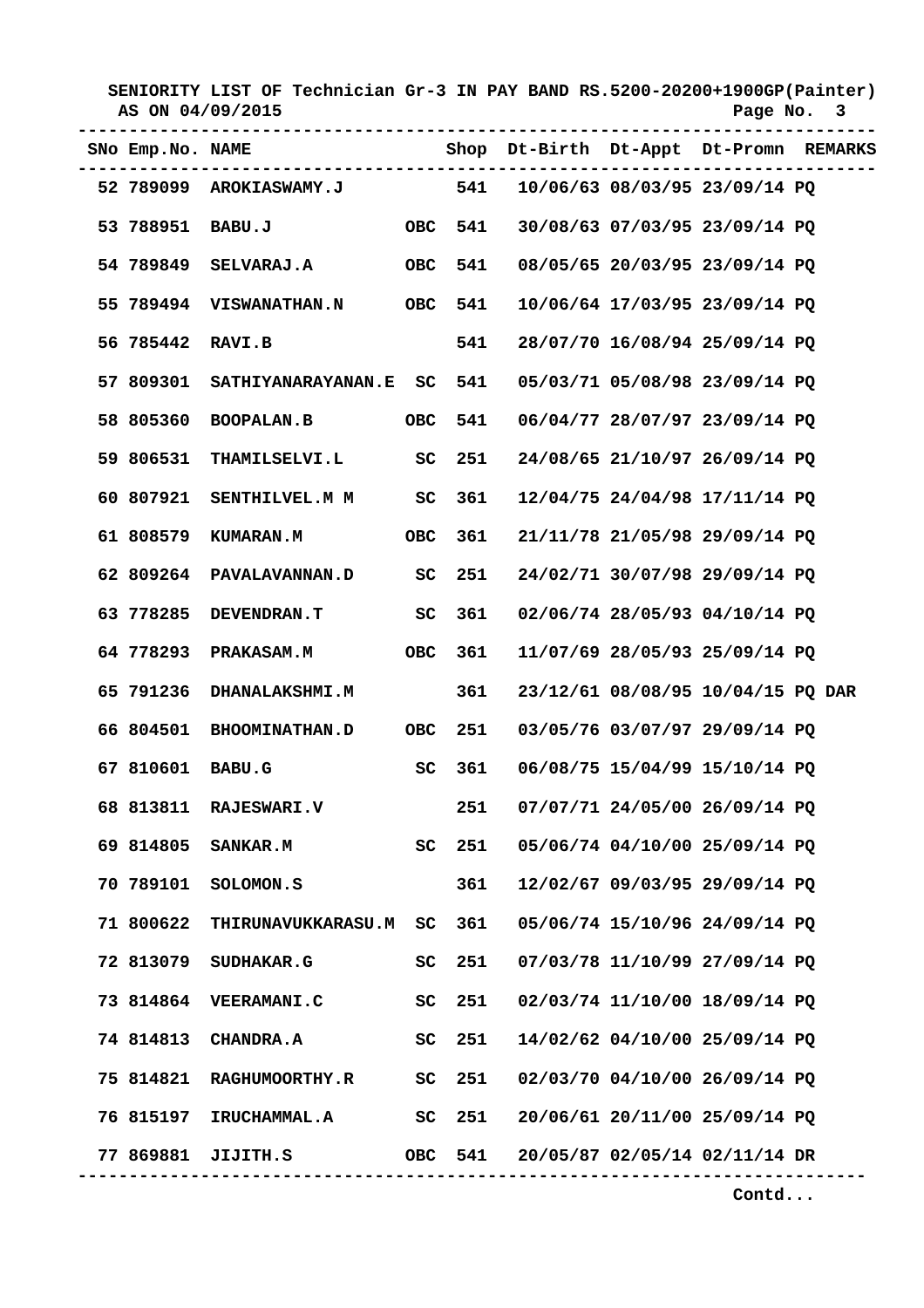**SENIORITY LIST OF Technician Gr-3 IN PAY BAND RS.5200-20200+1900GP(Painter)**
**AS ON 04/09/2015**

| SNo | Emp.No. | NAME | | Shop | Dt-Birth | Dt-Appt | Dt-Promn | REMARKS |
|---|---|---|---|---|---|---|---|---|
| 52 | 789099 | AROKIASWAMY.J | | 541 | 10/06/63 | 08/03/95 | 23/09/14 | PQ |
| 53 | 788951 | BABU.J | OBC | 541 | 30/08/63 | 07/03/95 | 23/09/14 | PQ |
| 54 | 789849 | SELVARAJ.A | OBC | 541 | 08/05/65 | 20/03/95 | 23/09/14 | PQ |
| 55 | 789494 | VISWANATHAN.N | OBC | 541 | 10/06/64 | 17/03/95 | 23/09/14 | PQ |
| 56 | 785442 | RAVI.B | | 541 | 28/07/70 | 16/08/94 | 25/09/14 | PQ |
| 57 | 809301 | SATHIYANARAYANAN.E | SC | 541 | 05/03/71 | 05/08/98 | 23/09/14 | PQ |
| 58 | 805360 | BOOPALAN.B | OBC | 541 | 06/04/77 | 28/07/97 | 23/09/14 | PQ |
| 59 | 806531 | THAMILSELVI.L | SC | 251 | 24/08/65 | 21/10/97 | 26/09/14 | PQ |
| 60 | 807921 | SENTHILVEL.M M | SC | 361 | 12/04/75 | 24/04/98 | 17/11/14 | PQ |
| 61 | 808579 | KUMARAN.M | OBC | 361 | 21/11/78 | 21/05/98 | 29/09/14 | PQ |
| 62 | 809264 | PAVALAVANNAN.D | SC | 251 | 24/02/71 | 30/07/98 | 29/09/14 | PQ |
| 63 | 778285 | DEVENDRAN.T | SC | 361 | 02/06/74 | 28/05/93 | 04/10/14 | PQ |
| 64 | 778293 | PRAKASAM.M | OBC | 361 | 11/07/69 | 28/05/93 | 25/09/14 | PQ |
| 65 | 791236 | DHANALAKSHMI.M | | 361 | 23/12/61 | 08/08/95 | 10/04/15 | PQ DAR |
| 66 | 804501 | BHOOMINATHAN.D | OBC | 251 | 03/05/76 | 03/07/97 | 29/09/14 | PQ |
| 67 | 810601 | BABU.G | SC | 361 | 06/08/75 | 15/04/99 | 15/10/14 | PQ |
| 68 | 813811 | RAJESWARI.V | | 251 | 07/07/71 | 24/05/00 | 26/09/14 | PQ |
| 69 | 814805 | SANKAR.M | SC | 251 | 05/06/74 | 04/10/00 | 25/09/14 | PQ |
| 70 | 789101 | SOLOMON.S | | 361 | 12/02/67 | 09/03/95 | 29/09/14 | PQ |
| 71 | 800622 | THIRUNAVUKKARASU.M | SC | 361 | 05/06/74 | 15/10/96 | 24/09/14 | PQ |
| 72 | 813079 | SUDHAKAR.G | SC | 251 | 07/03/78 | 11/10/99 | 27/09/14 | PQ |
| 73 | 814864 | VEERAMANI.C | SC | 251 | 02/03/74 | 11/10/00 | 18/09/14 | PQ |
| 74 | 814813 | CHANDRA.A | SC | 251 | 14/02/62 | 04/10/00 | 25/09/14 | PQ |
| 75 | 814821 | RAGHUMOORTHY.R | SC | 251 | 02/03/70 | 04/10/00 | 26/09/14 | PQ |
| 76 | 815197 | IRUCHAMMAL.A | SC | 251 | 20/06/61 | 20/11/00 | 25/09/14 | PQ |
| 77 | 869881 | JIJITH.S | OBC | 541 | 20/05/87 | 02/05/14 | 02/11/14 | DR |

Contd...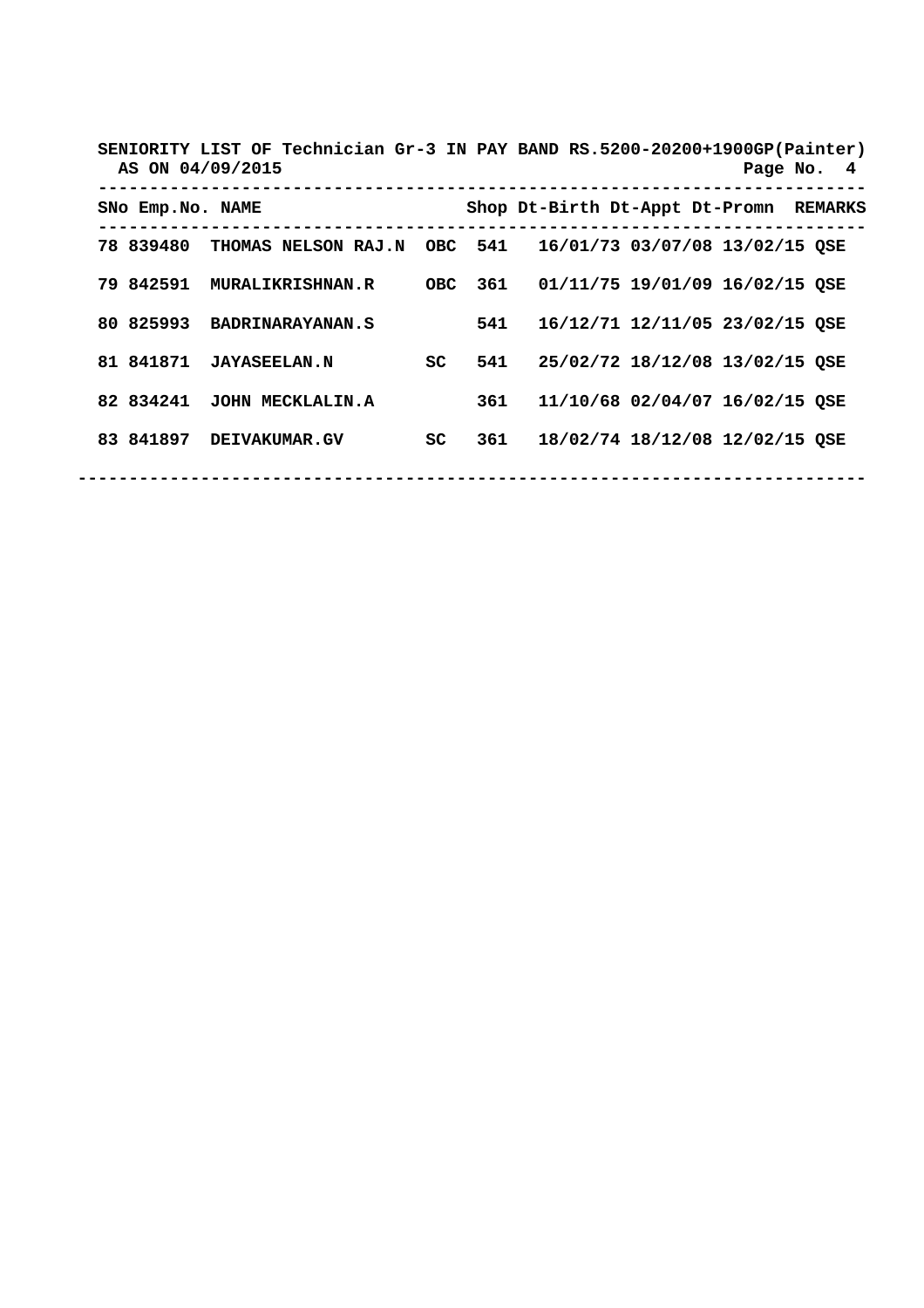**SENIORITY LIST OF Technician Gr-3 IN PAY BAND RS.5200-20200+1900GP(Painter)**
**AS ON 04/09/2015**

| SNo | Emp.No. | NAME | | Shop | Dt-Birth | Dt-Appt | Dt-Promn | REMARKS |
|---|---|---|---|---|---|---|---|---|
| 78 | 839480 | THOMAS NELSON RAJ.N | OBC | 541 | 16/01/73 | 03/07/08 | 13/02/15 | QSE |
| 79 | 842591 | MURALIKRISHNAN.R | OBC | 361 | 01/11/75 | 19/01/09 | 16/02/15 | QSE |
| 80 | 825993 | BADRINARAYANAN.S | | 541 | 16/12/71 | 12/11/05 | 23/02/15 | QSE |
| 81 | 841871 | JAYASEELAN.N | SC | 541 | 25/02/72 | 18/12/08 | 13/02/15 | QSE |
| 82 | 834241 | JOHN MECKLALIN.A | | 361 | 11/10/68 | 02/04/07 | 16/02/15 | QSE |
| 83 | 841897 | DEIVAKUMAR.GV | SC | 361 | 18/02/74 | 18/12/08 | 12/02/15 | QSE |